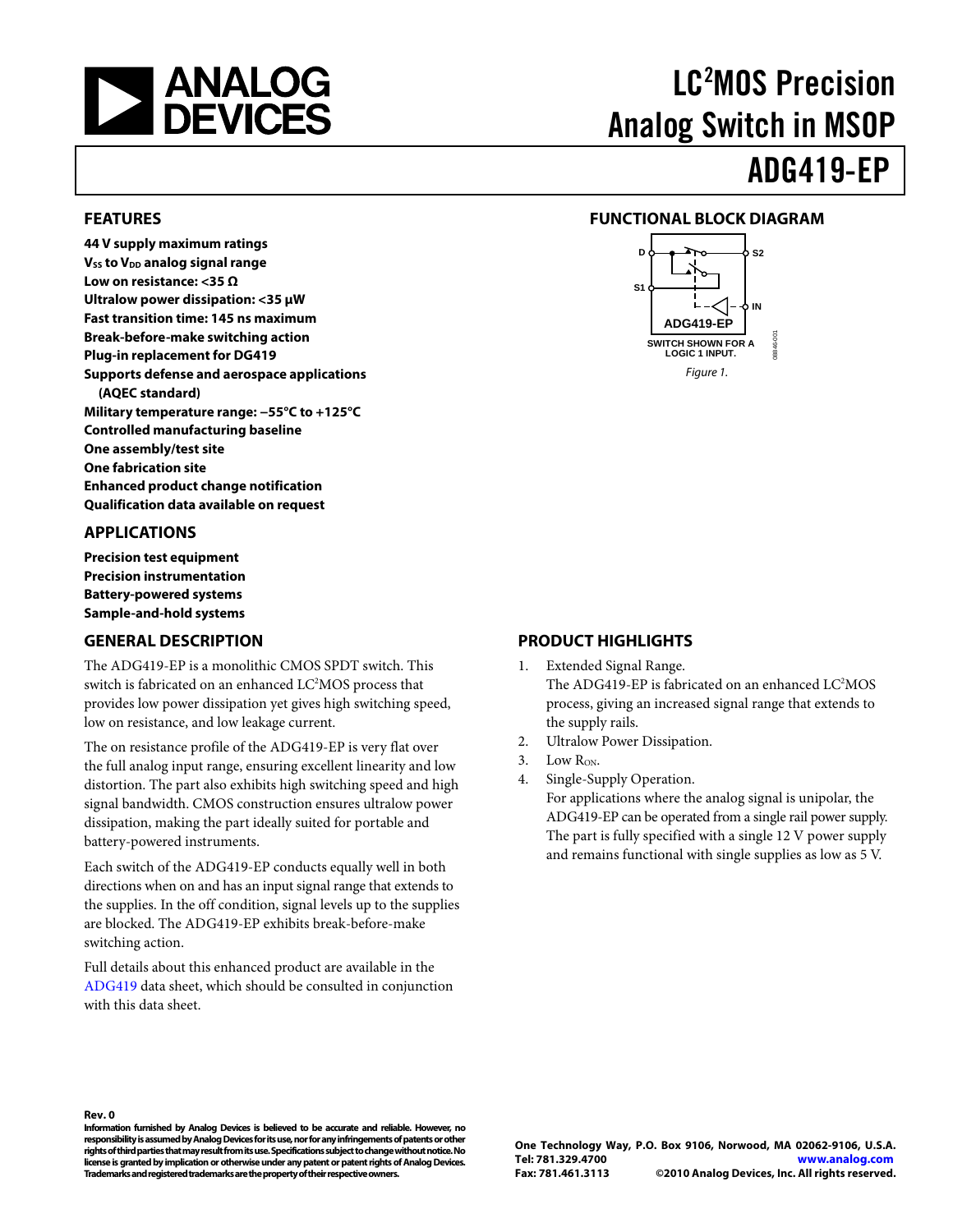# LC²MOS Precision Analog Switch in MSOP

# ADG419-EP

## FEATURES

**44 V supply maximum ratings**
**$V_{SS}$ to $V_{DD}$ analog signal range**
**Low on resistance: <35 Ω**
**Ultralow power dissipation: <35 μW**
**Fast transition time: 145 ns maximum**
**Break-before-make switching action**
**Plug-in replacement for DG419**
**Supports defense and aerospace applications (AQEC standard)**
**Military temperature range: −55°C to +125°C**
**Controlled manufacturing baseline**
**One assembly/test site**
**One fabrication site**
**Enhanced product change notification**
**Qualification data available on request**

## APPLICATIONS

**Precision test equipment**
**Precision instrumentation**
**Battery-powered systems**
**Sample-and-hold systems**

## FUNCTIONAL BLOCK DIAGRAM

D, S2, S1, IN
ADG419-EP
SWITCH SHOWN FOR A LOGIC 1 INPUT.

08846-001

*Figure 1.*

## GENERAL DESCRIPTION

The ADG419-EP is a monolithic CMOS SPDT switch. This switch is fabricated on an enhanced LC²MOS process that provides low power dissipation yet gives high switching speed, low on resistance, and low leakage current.

The on resistance profile of the ADG419-EP is very flat over the full analog input range, ensuring excellent linearity and low distortion. The part also exhibits high switching speed and high signal bandwidth. CMOS construction ensures ultralow power dissipation, making the part ideally suited for portable and battery-powered instruments.

Each switch of the ADG419-EP conducts equally well in both directions when on and has an input signal range that extends to the supplies. In the off condition, signal levels up to the supplies are blocked. The ADG419-EP exhibits break-before-make switching action.

Full details about this enhanced product are available in the ADG419 data sheet, which should be consulted in conjunction with this data sheet.

## PRODUCT HIGHLIGHTS

1. Extended Signal Range.
   The ADG419-EP is fabricated on an enhanced LC²MOS process, giving an increased signal range that extends to the supply rails.
2. Ultralow Power Dissipation.
3. Low $R_{ON}$.
4. Single-Supply Operation.
   For applications where the analog signal is unipolar, the ADG419-EP can be operated from a single rail power supply. The part is fully specified with a single 12 V power supply and remains functional with single supplies as low as 5 V.

**Rev. 0**

**Information furnished by Analog Devices is believed to be accurate and reliable. However, no responsibility is assumed by Analog Devices for its use, nor for any infringements of patents or other rights of third parties that may result from its use. Specifications subject to change without notice. No license is granted by implication or otherwise under any patent or patent rights of Analog Devices. Trademarks and registered trademarks are the property of their respective owners.**

**One Technology Way, P.O. Box 9106, Norwood, MA 02062-9106, U.S.A.**
**Tel: 781.329.4700 www.analog.com**
**Fax: 781.461.3113 ©2010 Analog Devices, Inc. All rights reserved.**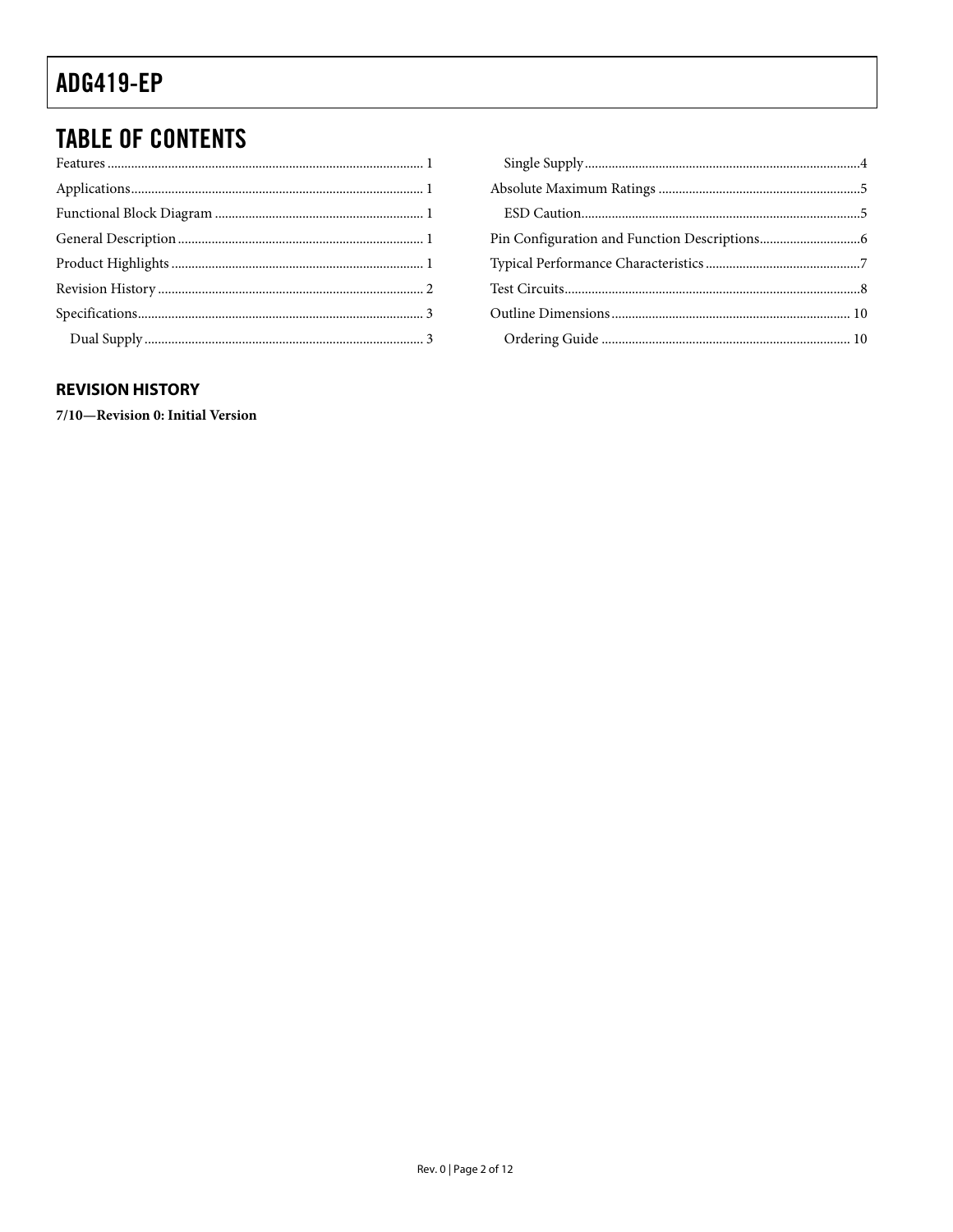## TABLE OF CONTENTS

Features ... 1
Applications ... 1
Functional Block Diagram ... 1
General Description ... 1
Product Highlights ... 1
Revision History ... 2
Specifications ... 3
  Dual Supply ... 3
  Single Supply ... 4
Absolute Maximum Ratings ... 5
  ESD Caution ... 5
Pin Configuration and Function Descriptions ... 6
Typical Performance Characteristics ... 7
Test Circuits ... 8
Outline Dimensions ... 10
  Ordering Guide ... 10

### REVISION HISTORY

**7/10—Revision 0: Initial Version**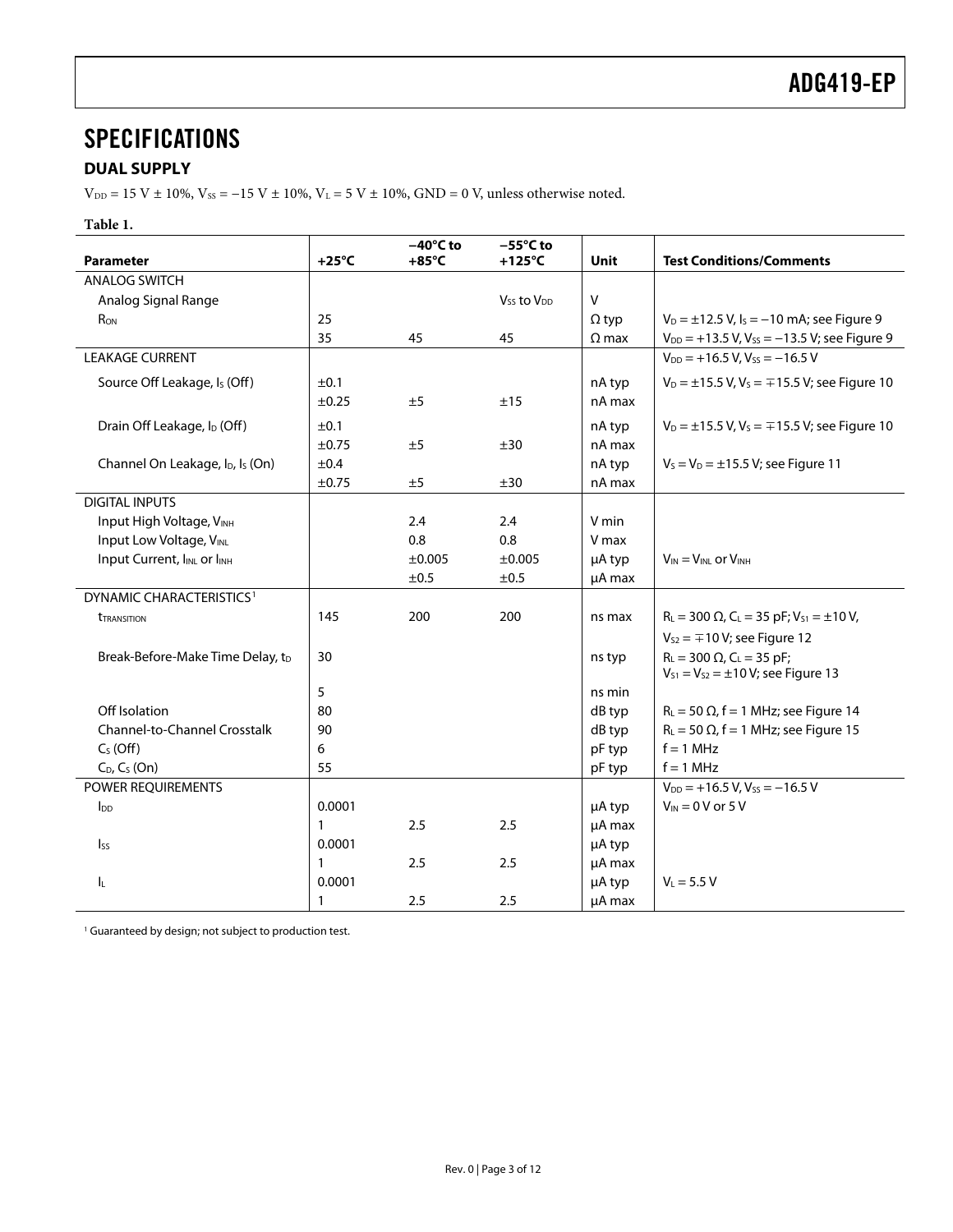# SPECIFICATIONS

## DUAL SUPPLY

$V_{DD}$ = 15 V ± 10%, $V_{SS}$ = −15 V ± 10%, $V_L$ = 5 V ± 10%, GND = 0 V, unless otherwise noted.

**Table 1.**

| Parameter | +25°C | −40°C to +85°C | −55°C to +125°C | Unit | Test Conditions/Comments |
|---|---|---|---|---|---|
| ANALOG SWITCH | | | | | |
| Analog Signal Range | | | $V_{SS}$ to $V_{DD}$ | V | |
| $R_{ON}$ | 25 | | | Ω typ | $V_D$ = ±12.5 V, $I_S$ = −10 mA; see Figure 9 |
| | 35 | 45 | 45 | Ω max | $V_{DD}$ = +13.5 V, $V_{SS}$ = −13.5 V; see Figure 9 |
| LEAKAGE CURRENT | | | | | $V_{DD}$ = +16.5 V, $V_{SS}$ = −16.5 V |
| Source Off Leakage, $I_S$ (Off) | ±0.1 | | | nA typ | $V_D$ = ±15.5 V, $V_S$ = ∓15.5 V; see Figure 10 |
| | ±0.25 | ±5 | ±15 | nA max | |
| Drain Off Leakage, $I_D$ (Off) | ±0.1 | | | nA typ | $V_D$ = ±15.5 V, $V_S$ = ∓15.5 V; see Figure 10 |
| | ±0.75 | ±5 | ±30 | nA max | |
| Channel On Leakage, $I_D$, $I_S$ (On) | ±0.4 | | | nA typ | $V_S$ = $V_D$ = ±15.5 V; see Figure 11 |
| | ±0.75 | ±5 | ±30 | nA max | |
| DIGITAL INPUTS | | | | | |
| Input High Voltage, $V_{INH}$ | | 2.4 | 2.4 | V min | |
| Input Low Voltage, $V_{INL}$ | | 0.8 | 0.8 | V max | |
| Input Current, $I_{INL}$ or $I_{INH}$ | | ±0.005 | ±0.005 | μA typ | $V_{IN}$ = $V_{INL}$ or $V_{INH}$ |
| | | ±0.5 | ±0.5 | μA max | |
| DYNAMIC CHARACTERISTICS[1] | | | | | |
| $t_{TRANSITION}$ | 145 | 200 | 200 | ns max | $R_L$ = 300 Ω, $C_L$ = 35 pF; $V_{S1}$ = ±10 V, $V_{S2}$ = ∓10 V; see Figure 12 |
| Break-Before-Make Time Delay, $t_D$ | 30 | | | ns typ | $R_L$ = 300 Ω, $C_L$ = 35 pF; $V_{S1}$ = $V_{S2}$ = ±10 V; see Figure 13 |
| | 5 | | | ns min | |
| Off Isolation | 80 | | | dB typ | $R_L$ = 50 Ω, f = 1 MHz; see Figure 14 |
| Channel-to-Channel Crosstalk | 90 | | | dB typ | $R_L$ = 50 Ω, f = 1 MHz; see Figure 15 |
| $C_S$ (Off) | 6 | | | pF typ | f = 1 MHz |
| $C_D$, $C_S$ (On) | 55 | | | pF typ | f = 1 MHz |
| POWER REQUIREMENTS | | | | | $V_{DD}$ = +16.5 V, $V_{SS}$ = −16.5 V |
| $I_{DD}$ | 0.0001 | | | μA typ | $V_{IN}$ = 0 V or 5 V |
| | 1 | 2.5 | 2.5 | μA max | |
| $I_{SS}$ | 0.0001 | | | μA typ | |
| | 1 | 2.5 | 2.5 | μA max | |
| $I_L$ | 0.0001 | | | μA typ | $V_L$ = 5.5 V |
| | 1 | 2.5 | 2.5 | μA max | |

[1] Guaranteed by design; not subject to production test.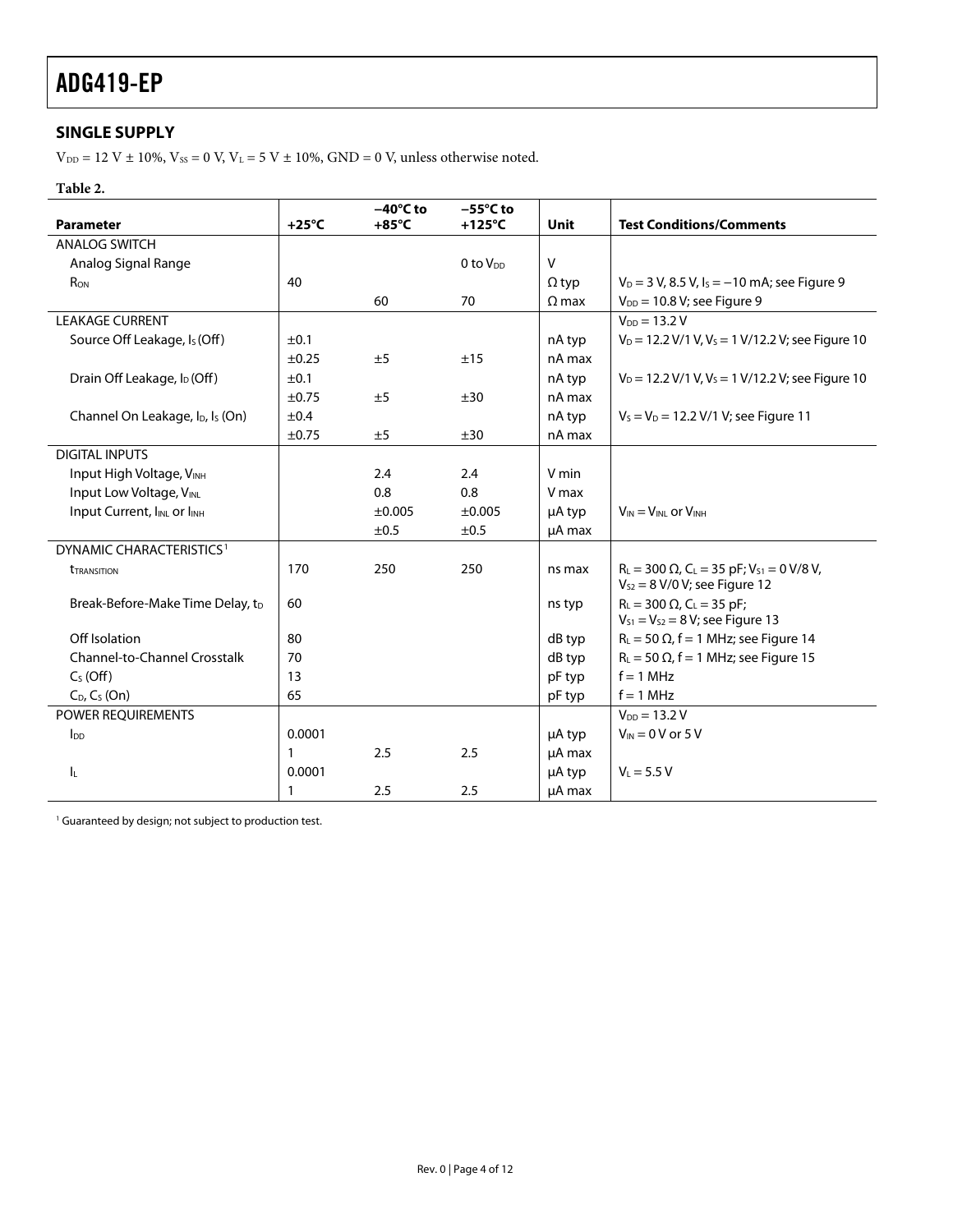## SINGLE SUPPLY

$V_{DD}$ = 12 V ± 10%, $V_{SS}$ = 0 V, $V_L$ = 5 V ± 10%, GND = 0 V, unless otherwise noted.

**Table 2.**

| Parameter | +25°C | −40°C to +85°C | −55°C to +125°C | Unit | Test Conditions/Comments |
|---|---|---|---|---|---|
| ANALOG SWITCH | | | | | |
| Analog Signal Range | | | 0 to $V_{DD}$ | V | |
| $R_{ON}$ | 40 | | | Ω typ | $V_D$ = 3 V, 8.5 V, $I_S$ = −10 mA; see Figure 9 |
| | | 60 | 70 | Ω max | $V_{DD}$ = 10.8 V; see Figure 9 |
| LEAKAGE CURRENT | | | | | $V_{DD}$ = 13.2 V |
| Source Off Leakage, $I_S$ (Off) | ±0.1 | | | nA typ | $V_D$ = 12.2 V/1 V, $V_S$ = 1 V/12.2 V; see Figure 10 |
| | ±0.25 | ±5 | ±15 | nA max | |
| Drain Off Leakage, $I_D$ (Off) | ±0.1 | | | nA typ | $V_D$ = 12.2 V/1 V, $V_S$ = 1 V/12.2 V; see Figure 10 |
| | ±0.75 | ±5 | ±30 | nA max | |
| Channel On Leakage, $I_D$, $I_S$ (On) | ±0.4 | | | nA typ | $V_S$ = $V_D$ = 12.2 V/1 V; see Figure 11 |
| | ±0.75 | ±5 | ±30 | nA max | |
| DIGITAL INPUTS | | | | | |
| Input High Voltage, $V_{INH}$ | | 2.4 | 2.4 | V min | |
| Input Low Voltage, $V_{INL}$ | | 0.8 | 0.8 | V max | |
| Input Current, $I_{INL}$ or $I_{INH}$ | | ±0.005 | ±0.005 | μA typ | $V_{IN}$ = $V_{INL}$ or $V_{INH}$ |
| | | ±0.5 | ±0.5 | μA max | |
| DYNAMIC CHARACTERISTICS[1] | | | | | |
| $t_{TRANSITION}$ | 170 | 250 | 250 | ns max | $R_L$ = 300 Ω, $C_L$ = 35 pF; $V_{S1}$ = 0 V/8 V, $V_{S2}$ = 8 V/0 V; see Figure 12 |
| Break-Before-Make Time Delay, $t_D$ | 60 | | | ns typ | $R_L$ = 300 Ω, $C_L$ = 35 pF; $V_{S1}$ = $V_{S2}$ = 8 V; see Figure 13 |
| Off Isolation | 80 | | | dB typ | $R_L$ = 50 Ω, f = 1 MHz; see Figure 14 |
| Channel-to-Channel Crosstalk | 70 | | | dB typ | $R_L$ = 50 Ω, f = 1 MHz; see Figure 15 |
| $C_S$ (Off) | 13 | | | pF typ | f = 1 MHz |
| $C_D$, $C_S$ (On) | 65 | | | pF typ | f = 1 MHz |
| POWER REQUIREMENTS | | | | | $V_{DD}$ = 13.2 V |
| $I_{DD}$ | 0.0001 | | | μA typ | $V_{IN}$ = 0 V or 5 V |
| | 1 | 2.5 | 2.5 | μA max | |
| $I_L$ | 0.0001 | | | μA typ | $V_L$ = 5.5 V |
| | 1 | 2.5 | 2.5 | μA max | |

[1] Guaranteed by design; not subject to production test.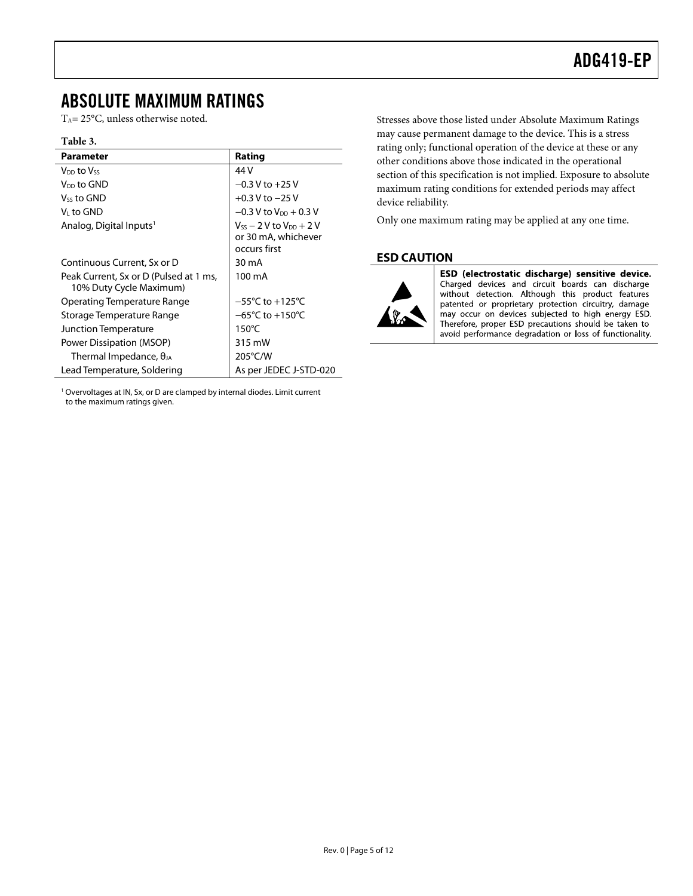# ABSOLUTE MAXIMUM RATINGS

$T_A$ = 25°C, unless otherwise noted.

**Table 3.**

| Parameter | Rating |
|---|---|
| $V_{DD}$ to $V_{SS}$ | 44 V |
| $V_{DD}$ to GND | −0.3 V to +25 V |
| $V_{SS}$ to GND | +0.3 V to −25 V |
| $V_L$ to GND | −0.3 V to $V_{DD}$ + 0.3 V |
| Analog, Digital Inputs[1] | $V_{SS}$ − 2 V to $V_{DD}$ + 2 V or 30 mA, whichever occurs first |
| Continuous Current, Sx or D | 30 mA |
| Peak Current, Sx or D (Pulsed at 1 ms, 10% Duty Cycle Maximum) | 100 mA |
| Operating Temperature Range | −55°C to +125°C |
| Storage Temperature Range | −65°C to +150°C |
| Junction Temperature | 150°C |
| Power Dissipation (MSOP) | 315 mW |
| Thermal Impedance, $\theta_{JA}$ | 205°C/W |
| Lead Temperature, Soldering | As per JEDEC J-STD-020 |

[1] Overvoltages at IN, Sx, or D are clamped by internal diodes. Limit current to the maximum ratings given.

Stresses above those listed under Absolute Maximum Ratings may cause permanent damage to the device. This is a stress rating only; functional operation of the device at these or any other conditions above those indicated in the operational section of this specification is not implied. Exposure to absolute maximum rating conditions for extended periods may affect device reliability.

Only one maximum rating may be applied at any one time.

## ESD CAUTION

**ESD (electrostatic discharge) sensitive device.** Charged devices and circuit boards can discharge without detection. Although this product features patented or proprietary protection circuitry, damage may occur on devices subjected to high energy ESD. Therefore, proper ESD precautions should be taken to avoid performance degradation or loss of functionality.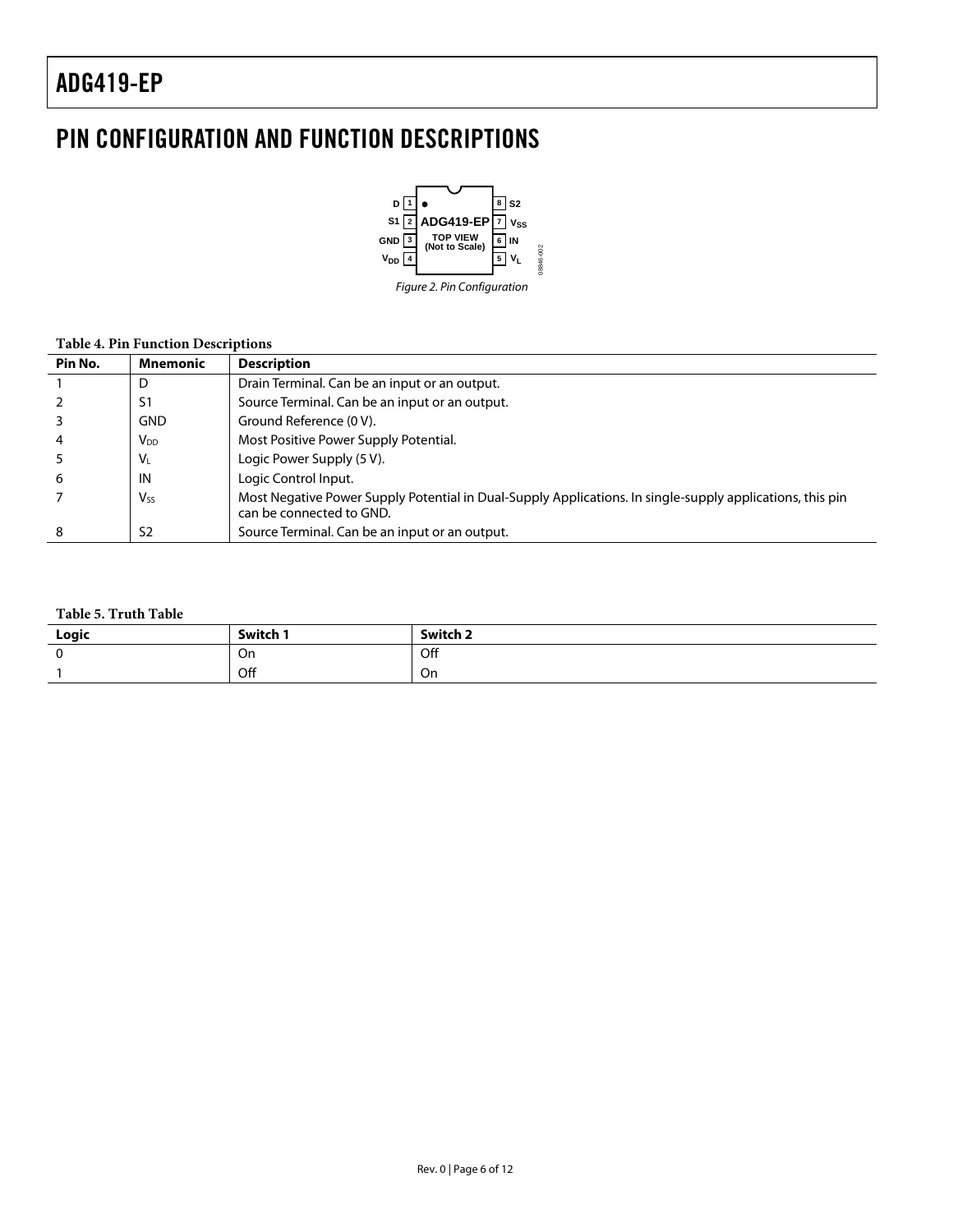## PIN CONFIGURATION AND FUNCTION DESCRIPTIONS

Figure 2. Pin Configuration

**Table 4. Pin Function Descriptions**

| Pin No. | Mnemonic | Description |
|---|---|---|
| 1 | D | Drain Terminal. Can be an input or an output. |
| 2 | S1 | Source Terminal. Can be an input or an output. |
| 3 | GND | Ground Reference (0 V). |
| 4 | $V_{DD}$ | Most Positive Power Supply Potential. |
| 5 | $V_L$ | Logic Power Supply (5 V). |
| 6 | IN | Logic Control Input. |
| 7 | $V_{SS}$ | Most Negative Power Supply Potential in Dual-Supply Applications. In single-supply applications, this pin can be connected to GND. |
| 8 | S2 | Source Terminal. Can be an input or an output. |

**Table 5. Truth Table**

| Logic | Switch 1 | Switch 2 |
|---|---|---|
| 0 | On | Off |
| 1 | Off | On |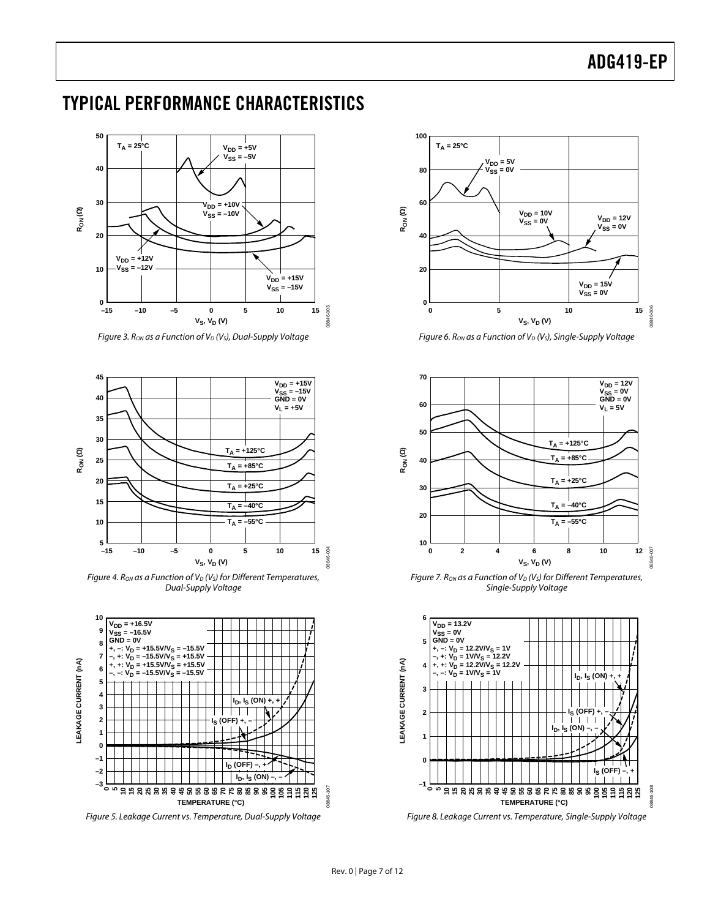# TYPICAL PERFORMANCE CHARACTERISTICS

Figure 3. $R_{ON}$ as a Function of $V_D$ ($V_S$), Dual-Supply Voltage

Figure 4. $R_{ON}$ as a Function of $V_D$ ($V_S$) for Different Temperatures, Dual-Supply Voltage

Figure 5. Leakage Current vs. Temperature, Dual-Supply Voltage

Figure 6. $R_{ON}$ as a Function of $V_D$ ($V_S$), Single-Supply Voltage

Figure 7. $R_{ON}$ as a Function of $V_D$ ($V_S$) for Different Temperatures, Single-Supply Voltage

Figure 8. Leakage Current vs. Temperature, Single-Supply Voltage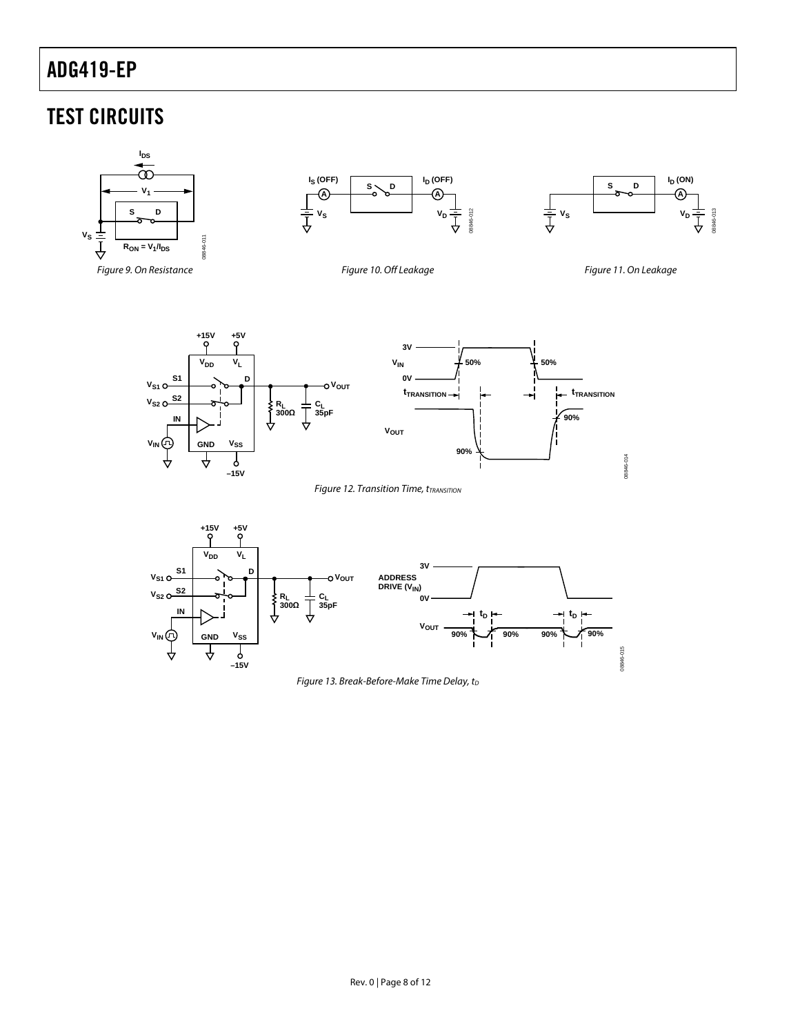# TEST CIRCUITS

Figure 9. On Resistance

Figure 10. Off Leakage

Figure 11. On Leakage

Figure 12. Transition Time, $t_{TRANSITION}$

Figure 13. Break-Before-Make Time Delay, $t_D$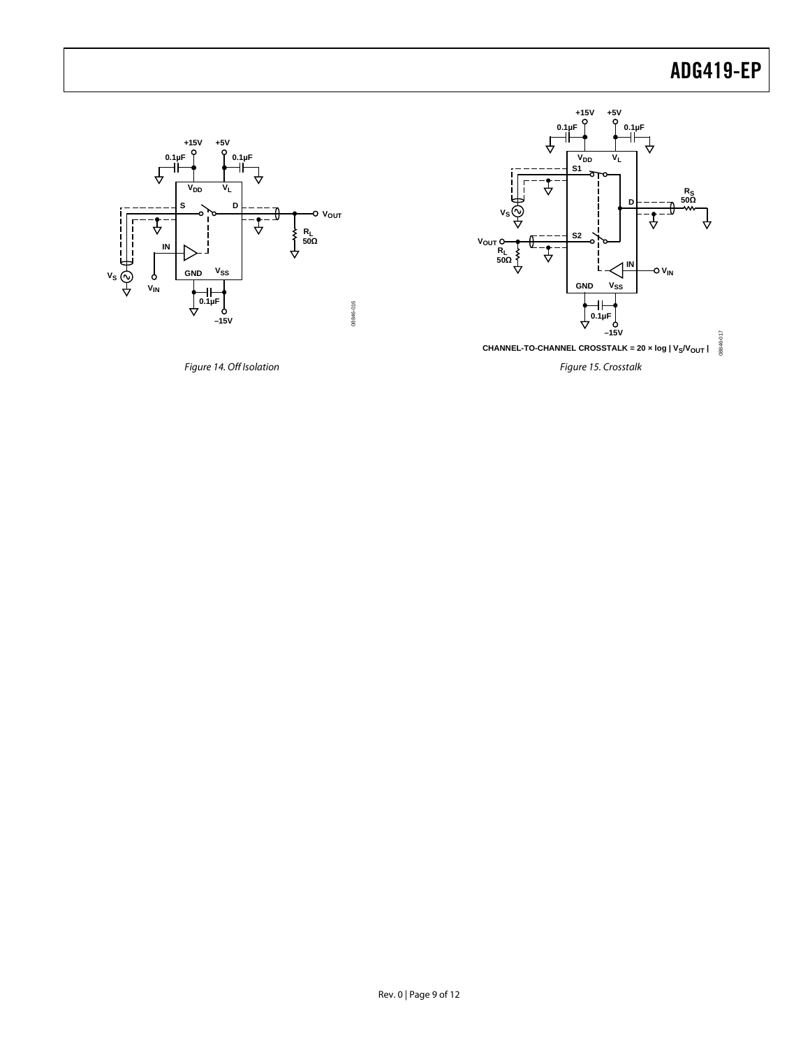Figure 14. Off Isolation

CHANNEL-TO-CHANNEL CROSSTALK = 20 × log | $V_S/V_{OUT}$ |

Figure 15. Crosstalk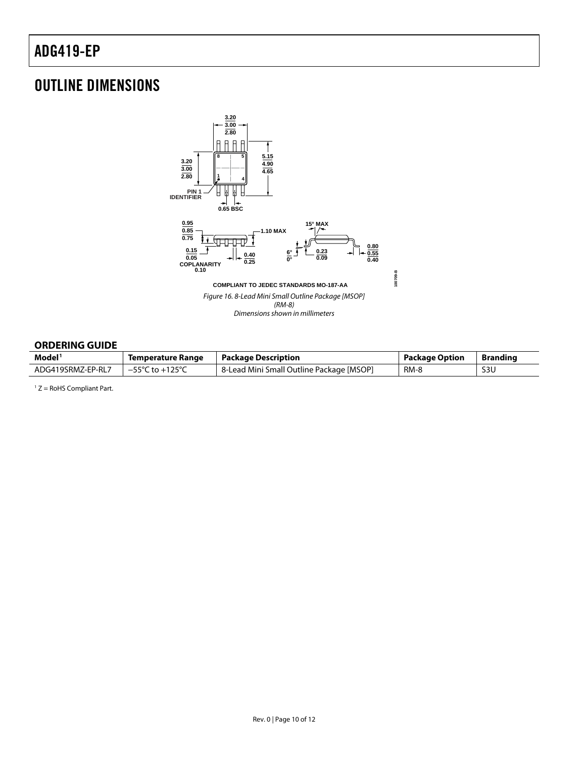## OUTLINE DIMENSIONS

COMPLIANT TO JEDEC STANDARDS MO-187-AA

*Figure 16. 8-Lead Mini Small Outline Package [MSOP] (RM-8) Dimensions shown in millimeters*

### ORDERING GUIDE

| Model[1] | Temperature Range | Package Description | Package Option | Branding |
|---|---|---|---|---|
| ADG419SRMZ-EP-RL7 | −55°C to +125°C | 8-Lead Mini Small Outline Package [MSOP] | RM-8 | S3U |

[1] Z = RoHS Compliant Part.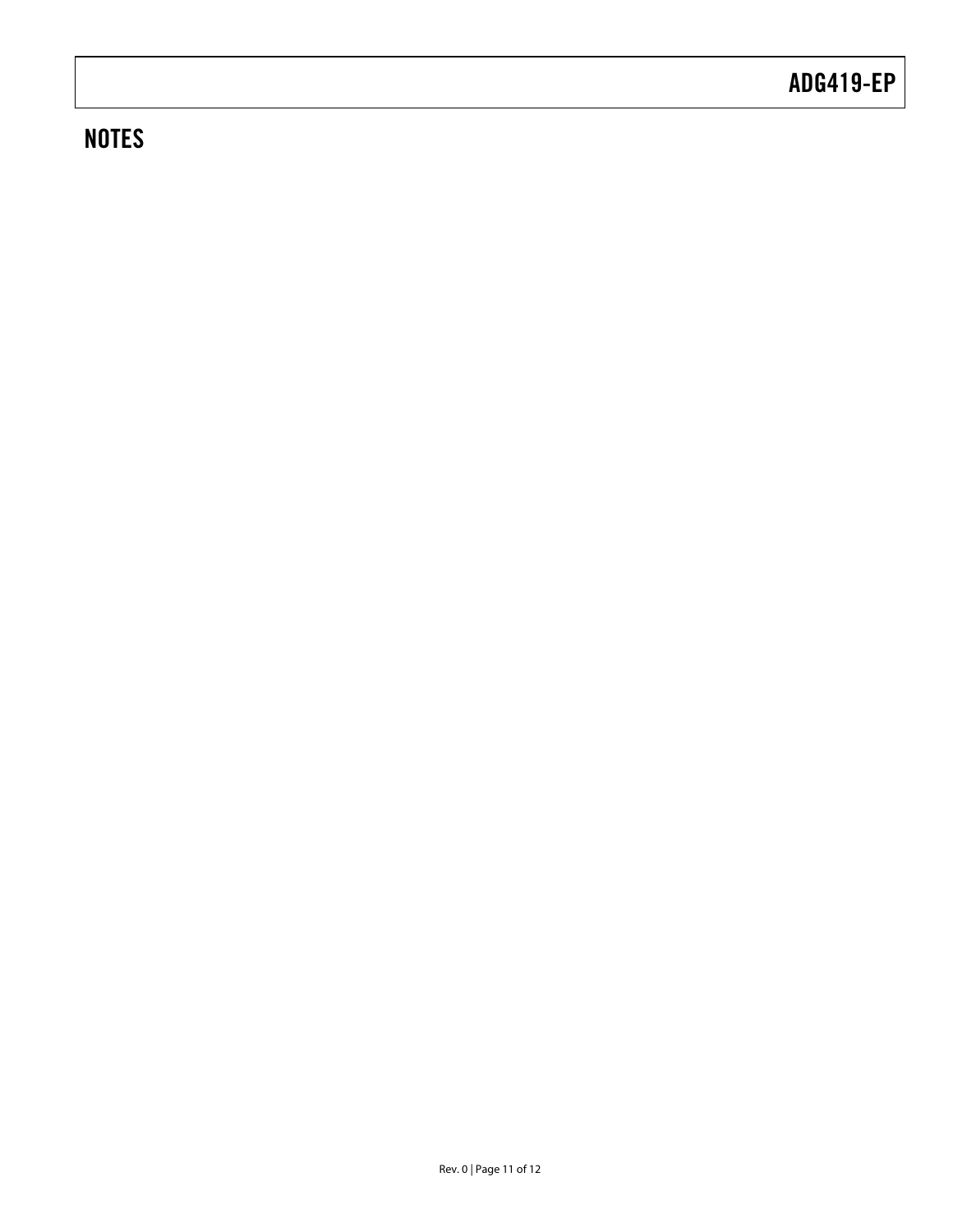## NOTES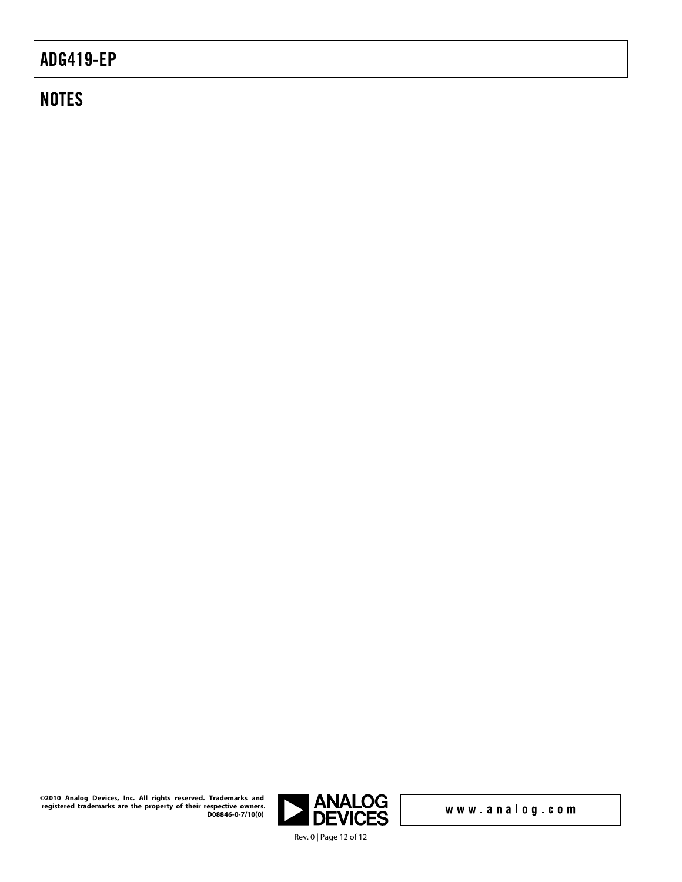## NOTES

©2010 Analog Devices, Inc. All rights reserved. Trademarks and registered trademarks are the property of their respective owners.
D08846-0-7/10(0)

www.analog.com